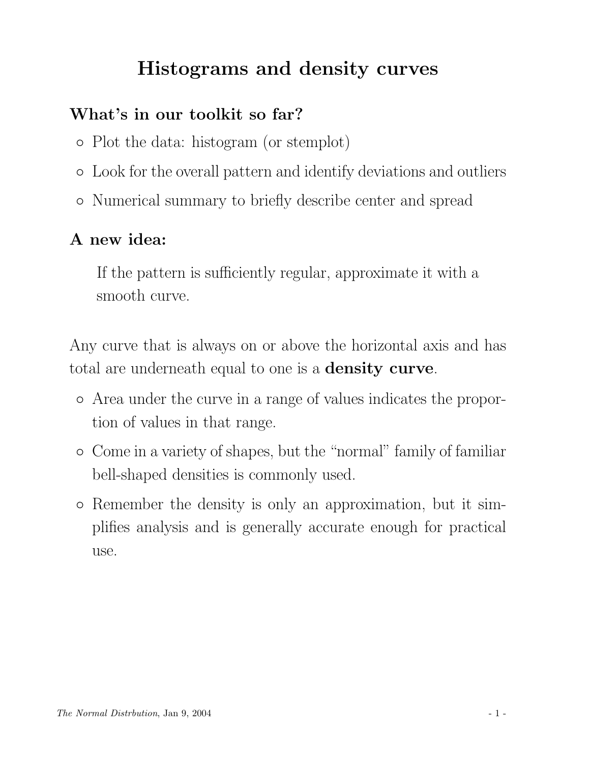# Histograms and density curves

## What's in our toolkit so far?

- Plot the data: histogram (or stemplot)
- Look for the overall pattern and identify deviations and outliers
- Numerical summary to briefly describe center and spread

## A new idea:

If the pattern is sufficiently regular, approximate it with a smooth curve.

Any curve that is always on or above the horizontal axis and has total are underneath equal to one is a **density curve**.

- Area under the curve in a range of values indicates the proportion of values in that range.
- Come in a variety of shapes, but the "normal" family of familiar bell-shaped densities is commonly used.
- Remember the density is only an approximation, but it simplifies analysis and is generally accurate enough for practical use.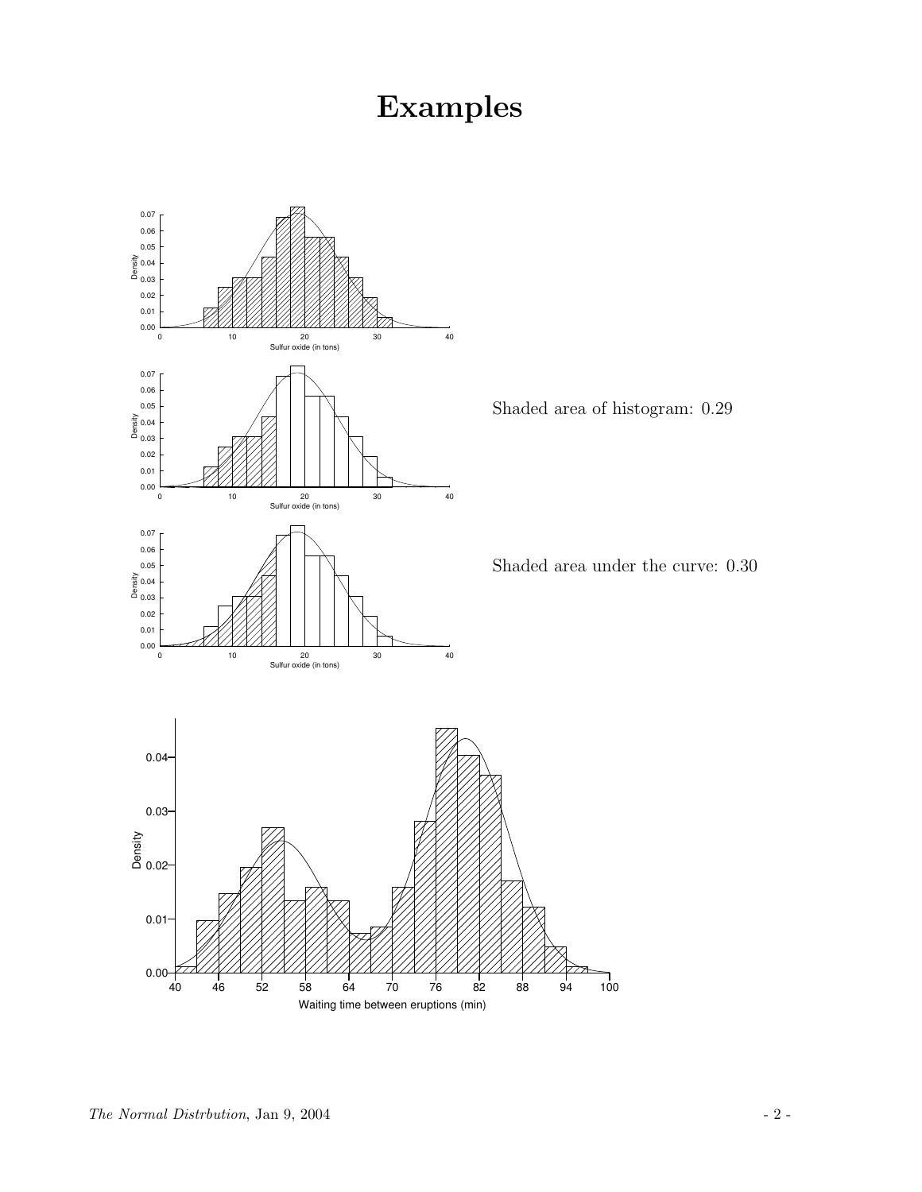# Examples

Shaded area of histogram: 0.29

Shaded area under the curve: 0.30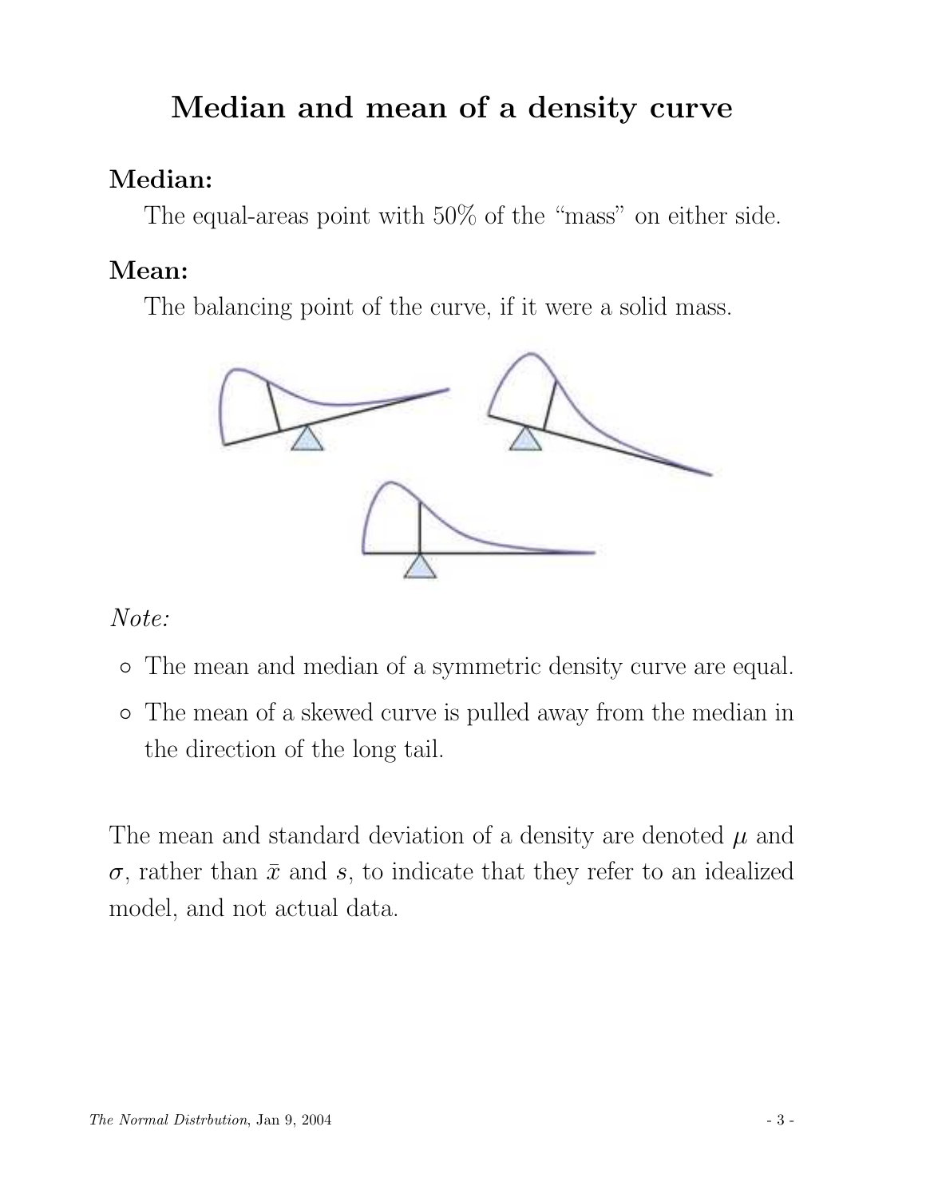# Median and mean of a density curve

**Median:**

The equal-areas point with 50% of the "mass" on either side.

**Mean:**

The balancing point of the curve, if it were a solid mass.

*Note:*

- The mean and median of a symmetric density curve are equal.
- The mean of a skewed curve is pulled away from the median in the direction of the long tail.

The mean and standard deviation of a density are denoted $\mu$ and $\sigma$, rather than $\bar{x}$ and $s$, to indicate that they refer to an idealized model, and not actual data.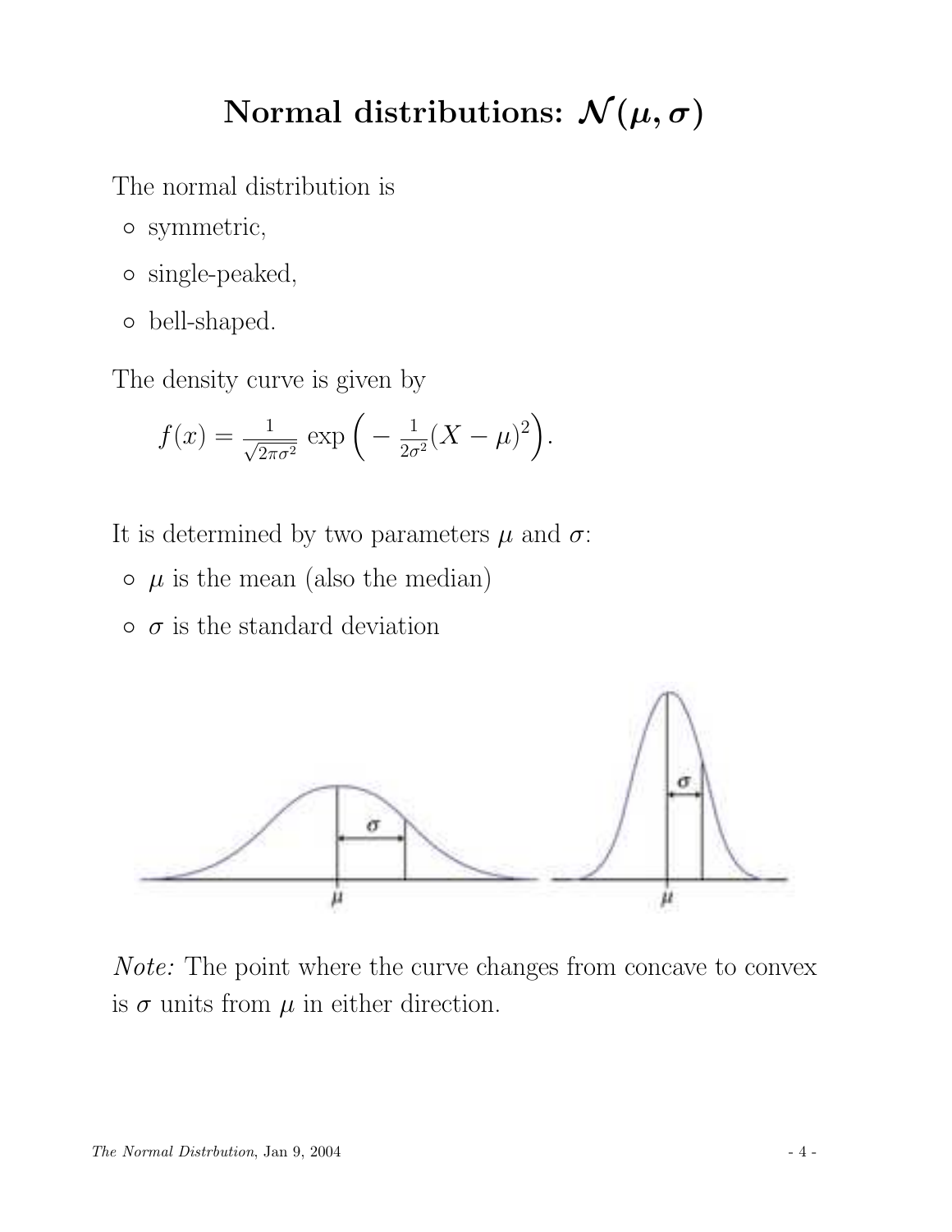# Normal distributions: $\mathcal{N}(\mu, \sigma)$

The normal distribution is

- symmetric,
- single-peaked,
- bell-shaped.

The density curve is given by

$$f(x) = \frac{1}{\sqrt{2\pi\sigma^2}} \exp\Big(-\frac{1}{2\sigma^2}(X-\mu)^2\Big).$$

It is determined by two parameters $\mu$ and $\sigma$:

- $\mu$ is the mean (also the median)
- $\sigma$ is the standard deviation

*Note:* The point where the curve changes from concave to convex is $\sigma$ units from $\mu$ in either direction.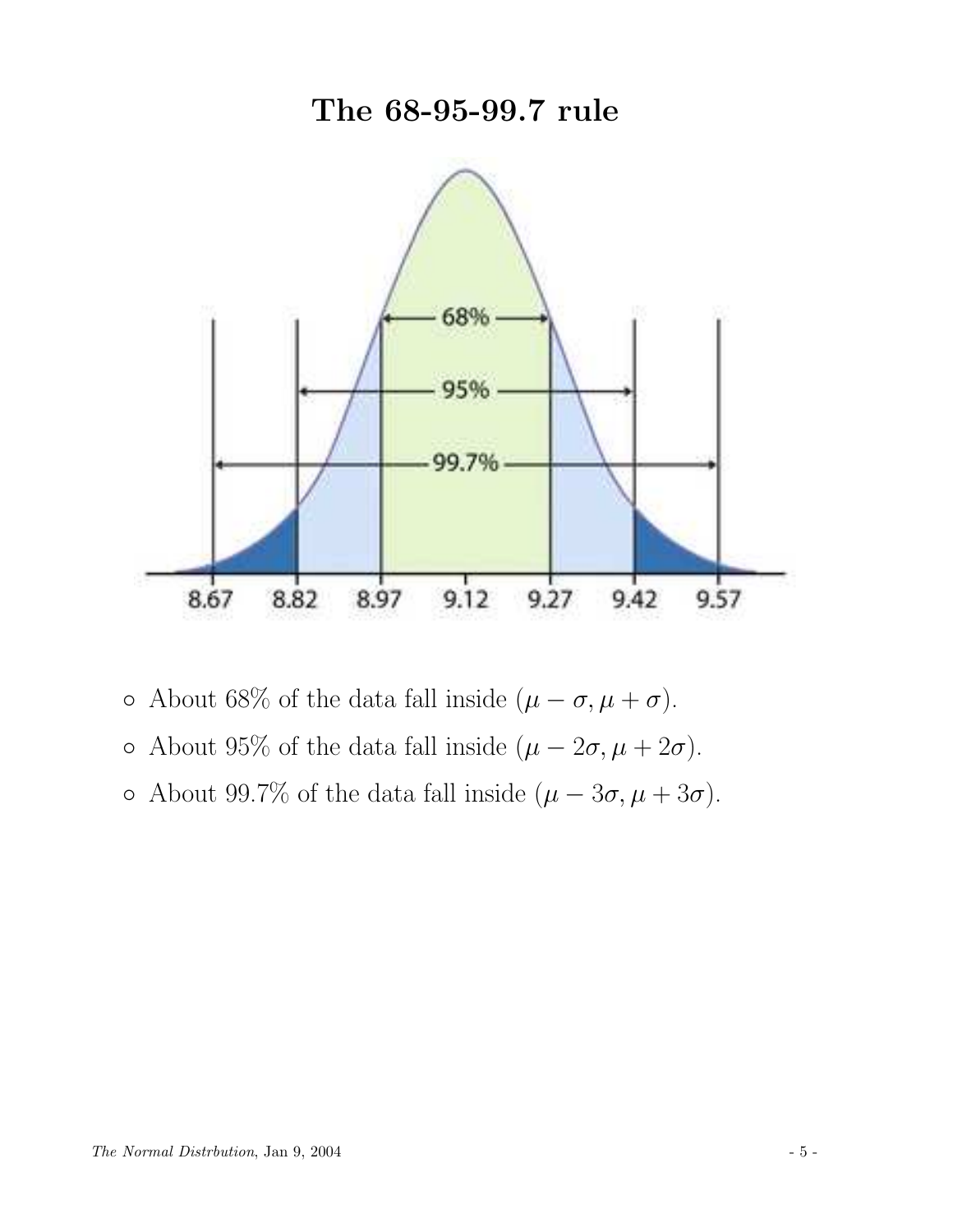# The 68-95-99.7 rule

- About 68% of the data fall inside $(\mu - \sigma, \mu + \sigma)$.
- About 95% of the data fall inside $(\mu - 2\sigma, \mu + 2\sigma)$.
- About 99.7% of the data fall inside $(\mu - 3\sigma, \mu + 3\sigma)$.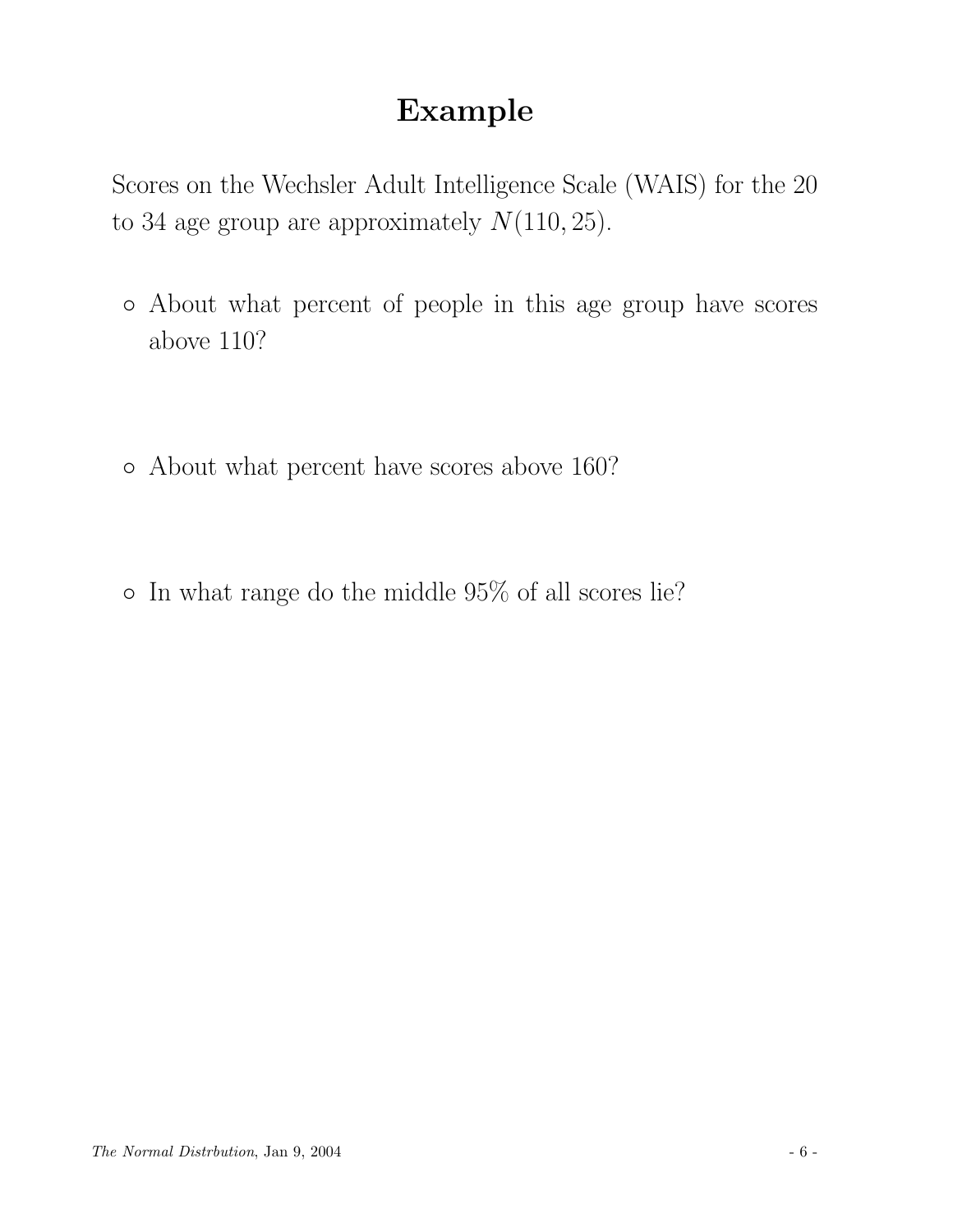# Example

Scores on the Wechsler Adult Intelligence Scale (WAIS) for the 20 to 34 age group are approximately $N(110, 25)$.

- About what percent of people in this age group have scores above 110?

- About what percent have scores above 160?

- In what range do the middle 95% of all scores lie?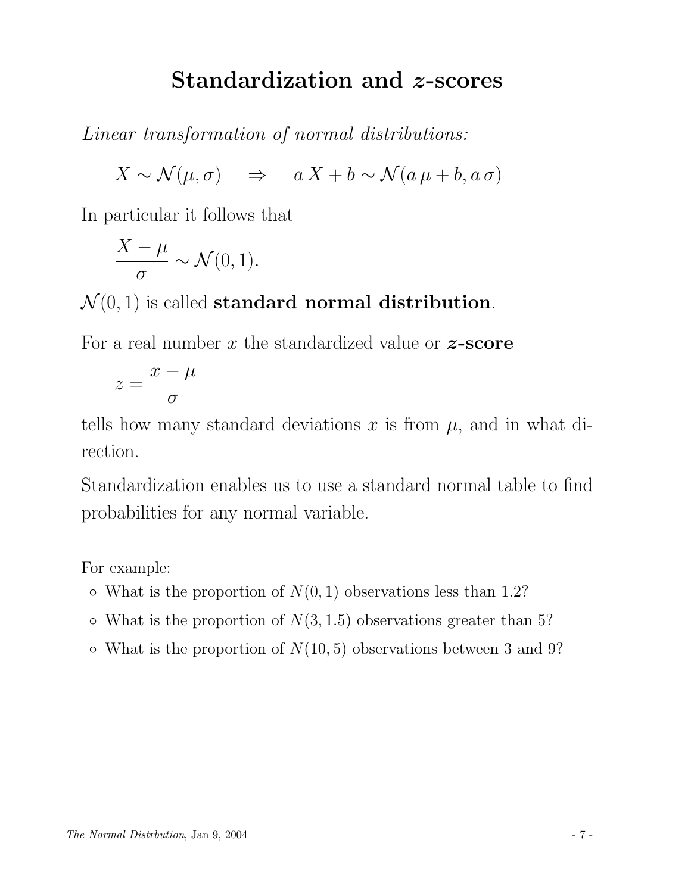# Standardization and $z$-scores

*Linear transformation of normal distributions:*

$$X \sim \mathcal{N}(\mu, \sigma) \quad \Rightarrow \quad a\,X + b \sim \mathcal{N}(a\,\mu + b, a\,\sigma)$$

In particular it follows that

$$\frac{X - \mu}{\sigma} \sim \mathcal{N}(0, 1).$$

$\mathcal{N}(0, 1)$ is called **standard normal distribution**.

For a real number $x$ the standardized value or ***z*-score**

$$z = \frac{x - \mu}{\sigma}$$

tells how many standard deviations $x$ is from $\mu$, and in what direction.

Standardization enables us to use a standard normal table to find probabilities for any normal variable.

For example:

- What is the proportion of $N(0, 1)$ observations less than 1.2?
- What is the proportion of $N(3, 1.5)$ observations greater than 5?
- What is the proportion of $N(10, 5)$ observations between 3 and 9?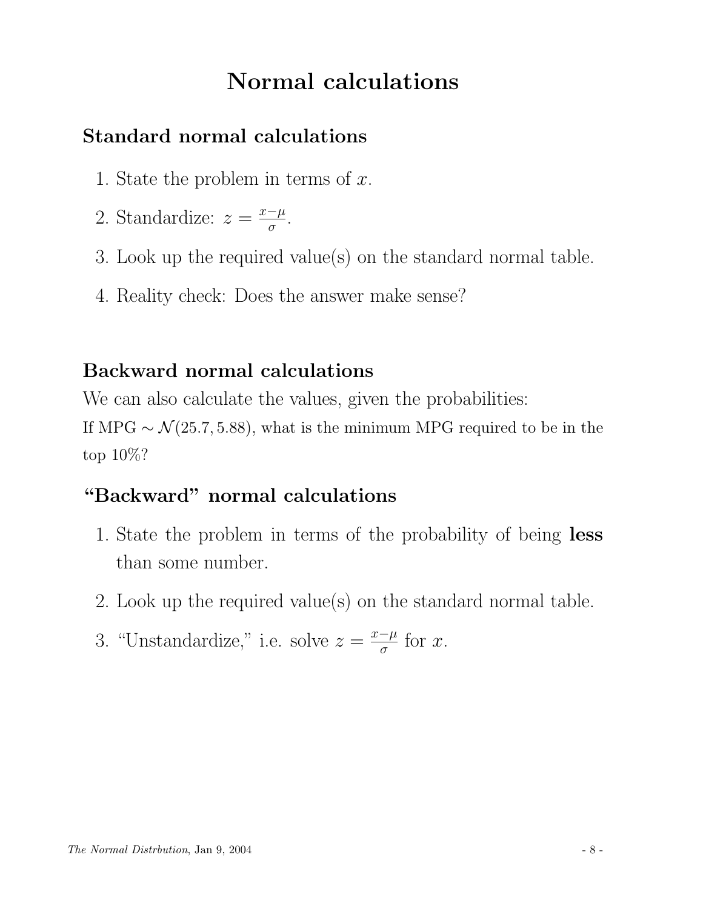# Normal calculations

## Standard normal calculations

1. State the problem in terms of $x$.
2. Standardize: $z = \frac{x-\mu}{\sigma}$.
3. Look up the required value(s) on the standard normal table.
4. Reality check: Does the answer make sense?

## Backward normal calculations

We can also calculate the values, given the probabilities:

If MPG $\sim \mathcal{N}(25.7, 5.88)$, what is the minimum MPG required to be in the top 10%?

## "Backward" normal calculations

1. State the problem in terms of the probability of being **less** than some number.
2. Look up the required value(s) on the standard normal table.
3. "Unstandardize," i.e. solve $z = \frac{x-\mu}{\sigma}$ for $x$.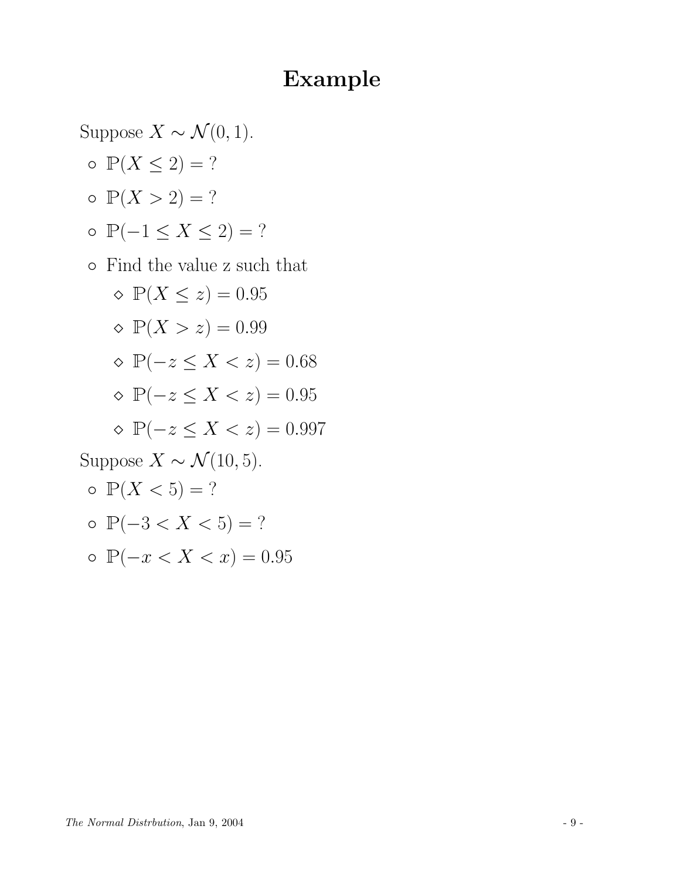# Example

Suppose $X \sim \mathcal{N}(0, 1)$.

- $\mathbb{P}(X \leq 2) = ?$
- $\mathbb{P}(X > 2) = ?$
- $\mathbb{P}(-1 \leq X \leq 2) = ?$
- Find the value z such that
  - $\mathbb{P}(X \leq z) = 0.95$
  - $\mathbb{P}(X > z) = 0.99$
  - $\mathbb{P}(-z \leq X < z) = 0.68$
  - $\mathbb{P}(-z \leq X < z) = 0.95$
  - $\mathbb{P}(-z \leq X < z) = 0.997$

Suppose $X \sim \mathcal{N}(10, 5)$.

- $\mathbb{P}(X < 5) = ?$
- $\mathbb{P}(-3 < X < 5) = ?$
- $\mathbb{P}(-x < X < x) = 0.95$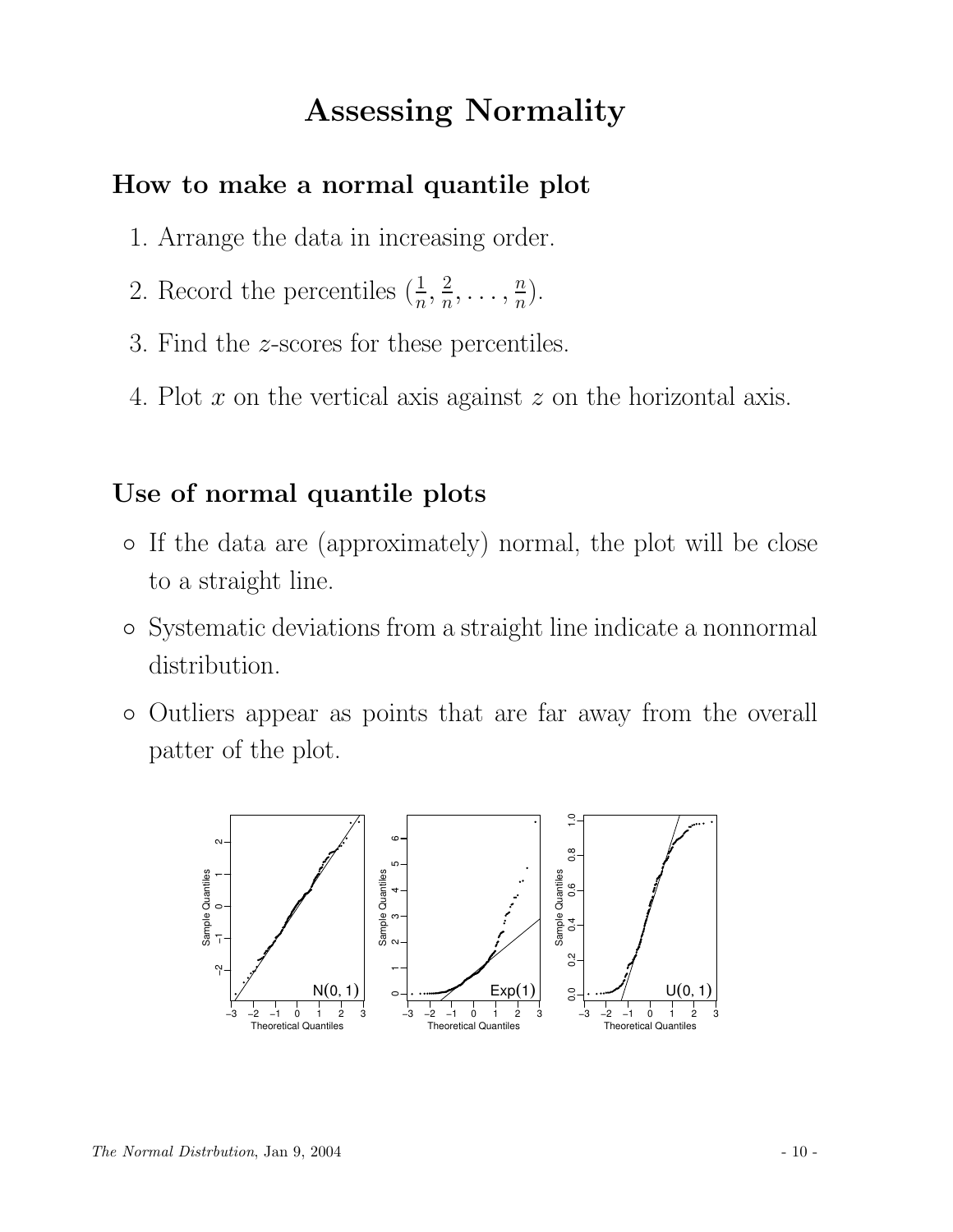# Assessing Normality

## How to make a normal quantile plot

1. Arrange the data in increasing order.
2. Record the percentiles $(\frac{1}{n}, \frac{2}{n}, \ldots, \frac{n}{n})$.
3. Find the $z$-scores for these percentiles.
4. Plot $x$ on the vertical axis against $z$ on the horizontal axis.

## Use of normal quantile plots

- If the data are (approximately) normal, the plot will be close to a straight line.
- Systematic deviations from a straight line indicate a nonnormal distribution.
- Outliers appear as points that are far away from the overall patter of the plot.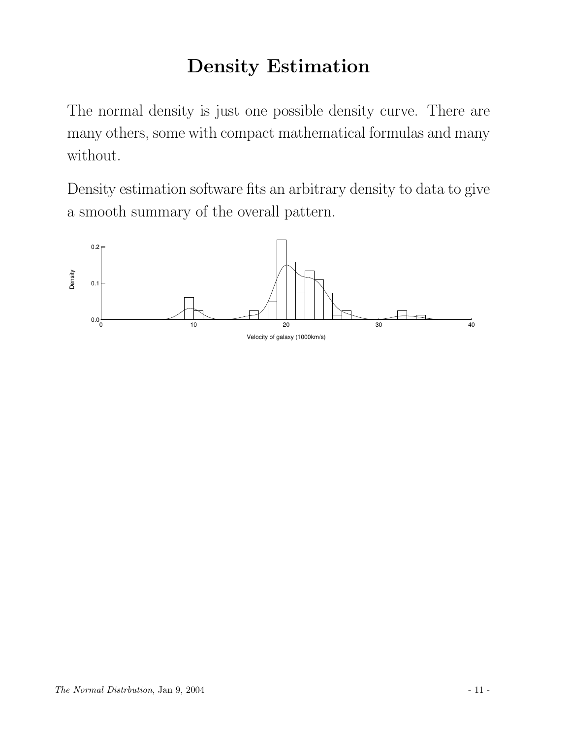# Density Estimation

The normal density is just one possible density curve. There are many others, some with compact mathematical formulas and many without.

Density estimation software fits an arbitrary density to data to give a smooth summary of the overall pattern.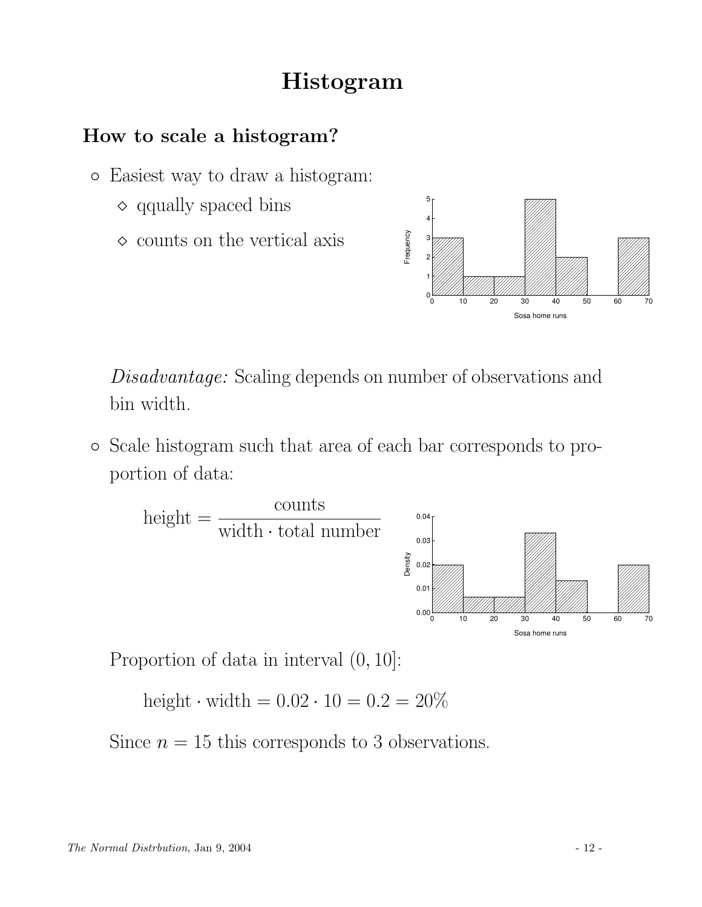# Histogram

## How to scale a histogram?

- Easiest way to draw a histogram:
  - qqually spaced bins
  - counts on the vertical axis

  *Disadvantage:* Scaling depends on number of observations and bin width.

- Scale histogram such that area of each bar corresponds to proportion of data:

  $$\text{height} = \frac{\text{counts}}{\text{width} \cdot \text{total number}}$$

  Proportion of data in interval $(0, 10]$:

  $$\text{height} \cdot \text{width} = 0.02 \cdot 10 = 0.2 = 20\%$$

  Since $n = 15$ this corresponds to 3 observations.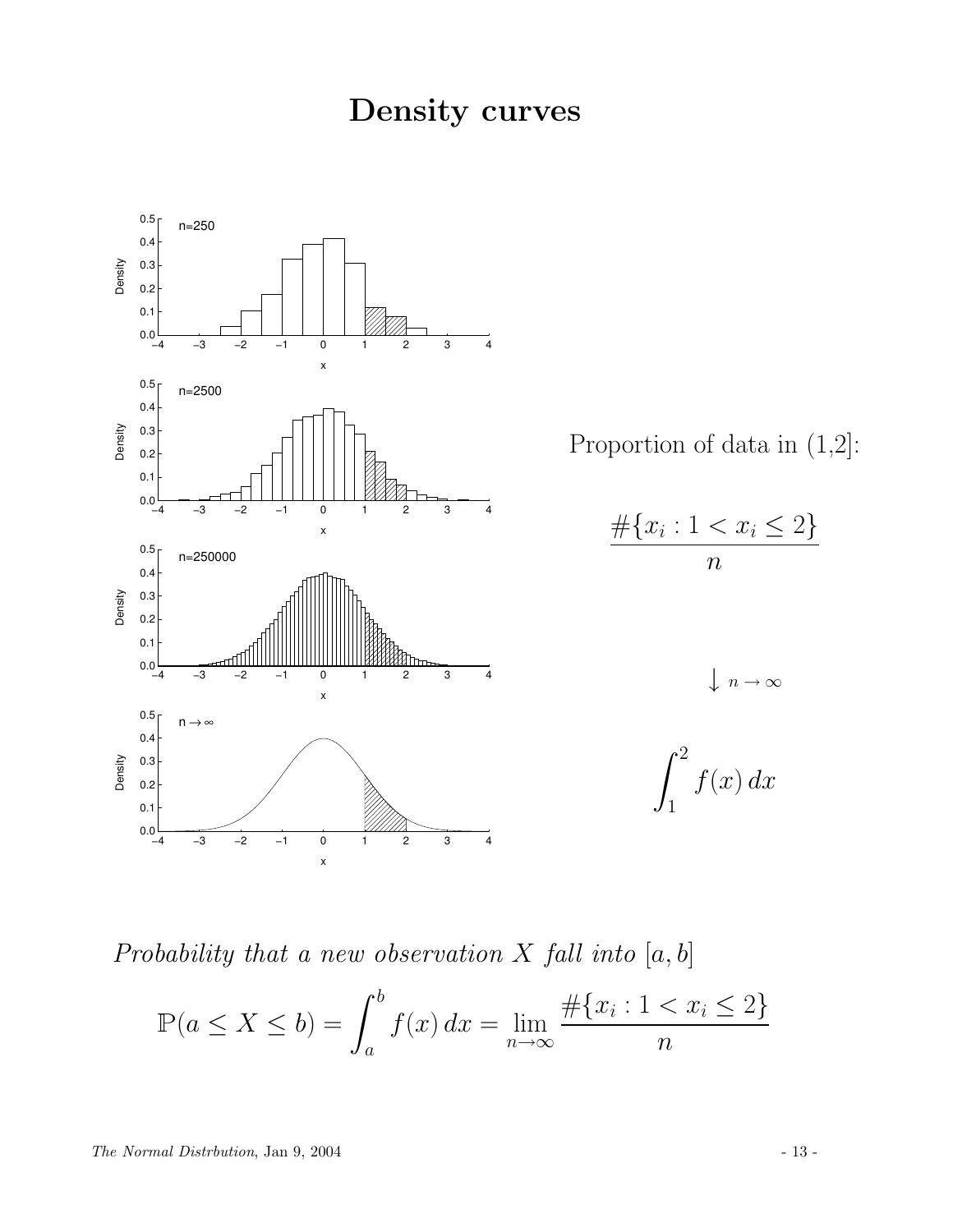# Density curves

n=250

Density

0.5
0.4
0.3
0.2
0.1
0.0

−4 −3 −2 −1 0 1 2 3 4

x

n=2500

Density

0.5
0.4
0.3
0.2
0.1
0.0

−4 −3 −2 −1 0 1 2 3 4

x

n=250000

Density

0.5
0.4
0.3
0.2
0.1
0.0

−4 −3 −2 −1 0 1 2 3 4

x

$n \to \infty$

Density

0.5
0.4
0.3
0.2
0.1
0.0

−4 −3 −2 −1 0 1 2 3 4

x

Proportion of data in (1,2]:

$$\frac{\#\{x_i : 1 < x_i \leq 2\}}{n}$$

$$\downarrow \; n \to \infty$$

$$\int_1^2 f(x)\, dx$$

*Probability that a new observation X fall into [a, b]*

$$\mathbb{P}(a \leq X \leq b) = \int_a^b f(x)\, dx = \lim_{n \to \infty} \frac{\#\{x_i : 1 < x_i \leq 2\}}{n}$$